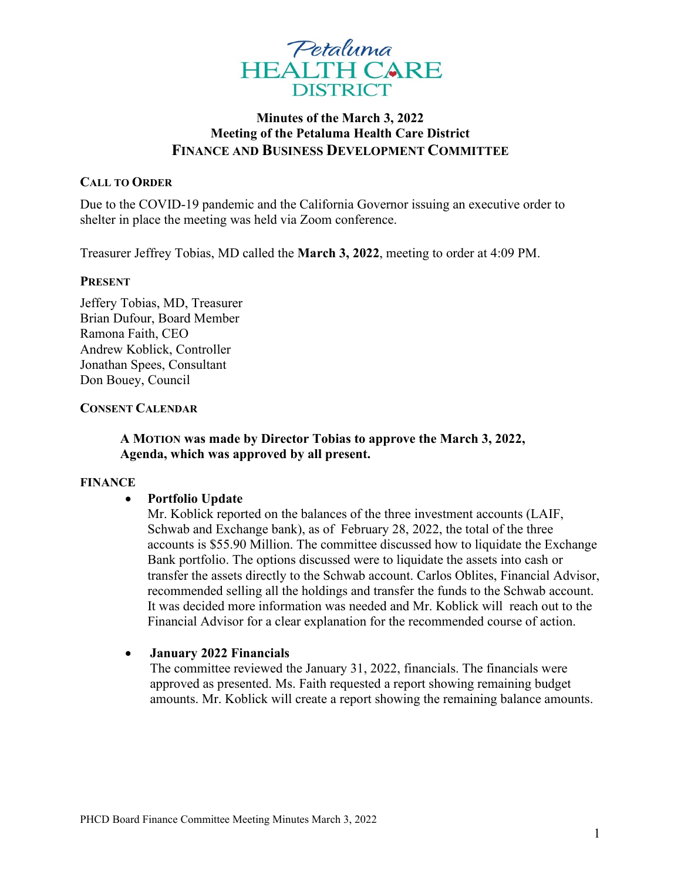Petaluma HEALTH CARE DISTRICT

# Minutes of the March 3, 2022 Meeting of the Petaluma Health Care District FINANCE AND BUSINESS DEVELOPMENT COMMITTEE

## CALL TO ORDER

Due to the COVID-19 pandemic and the California Governor issuing an executive order to shelter in place the meeting was held via Zoom conference.

Treasurer Jeffrey Tobias, MD called the **March 3, 2022**, meeting to order at 4:09 PM.

## PRESENT

Jeffery Tobias, MD, Treasurer  
Brian Dufour, Board Member  
Ramona Faith, CEO  
Andrew Koblick, Controller  
Jonathan Spees, Consultant  
Don Bouey, Council

## CONSENT CALENDAR

**A MOTION was made by Director Tobias to approve the March 3, 2022, Agenda, which was approved by all present.**

## FINANCE

- **Portfolio Update**  
  Mr. Koblick reported on the balances of the three investment accounts (LAIF, Schwab and Exchange bank), as of February 28, 2022, the total of the three accounts is $55.90 Million. The committee discussed how to liquidate the Exchange Bank portfolio. The options discussed were to liquidate the assets into cash or transfer the assets directly to the Schwab account. Carlos Oblites, Financial Advisor, recommended selling all the holdings and transfer the funds to the Schwab account. It was decided more information was needed and Mr. Koblick will reach out to the Financial Advisor for a clear explanation for the recommended course of action.

- **January 2022 Financials**  
  The committee reviewed the January 31, 2022, financials. The financials were approved as presented. Ms. Faith requested a report showing remaining budget amounts. Mr. Koblick will create a report showing the remaining balance amounts.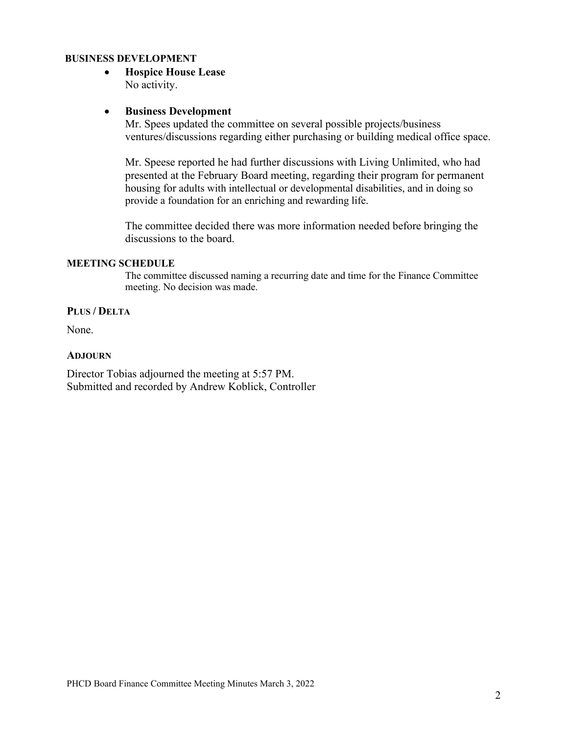**BUSINESS DEVELOPMENT**

- **Hospice House Lease**
  No activity.

- **Business Development**
  Mr. Spees updated the committee on several possible projects/business ventures/discussions regarding either purchasing or building medical office space.

  Mr. Speese reported he had further discussions with Living Unlimited, who had presented at the February Board meeting, regarding their program for permanent housing for adults with intellectual or developmental disabilities, and in doing so provide a foundation for an enriching and rewarding life.

  The committee decided there was more information needed before bringing the discussions to the board.

**MEETING SCHEDULE**

The committee discussed naming a recurring date and time for the Finance Committee meeting. No decision was made.

**PLUS / DELTA**

None.

**ADJOURN**

Director Tobias adjourned the meeting at 5:57 PM.
Submitted and recorded by Andrew Koblick, Controller

PHCD Board Finance Committee Meeting Minutes March 3, 2022